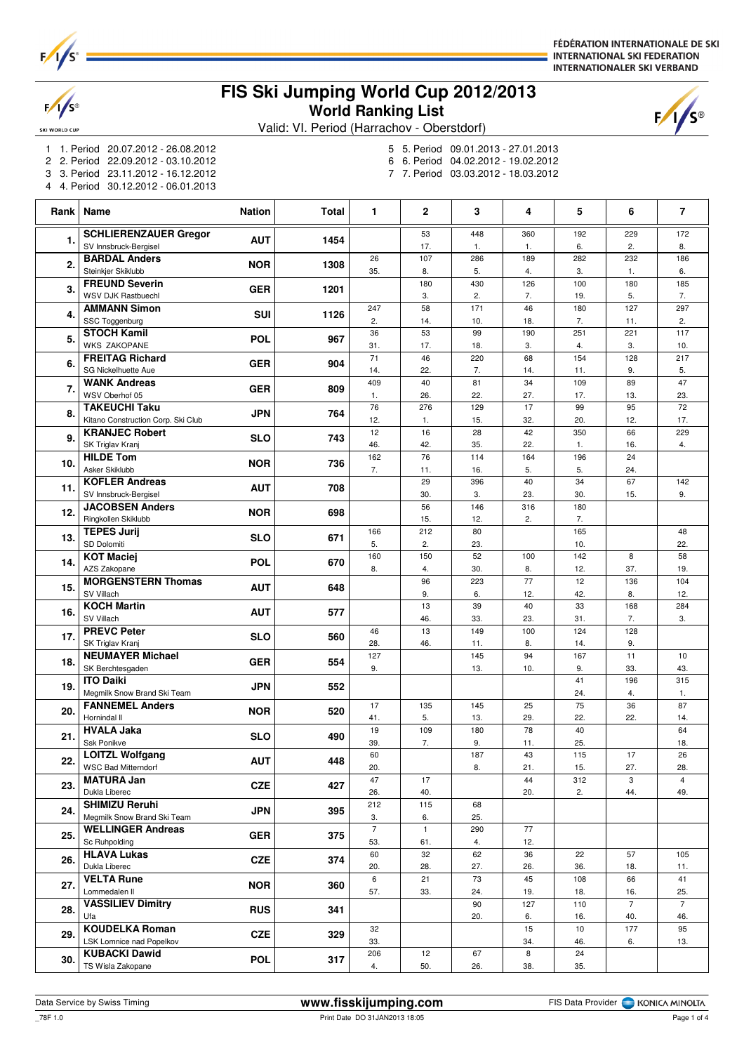FÉDÉRATION INTERNATIONALE DE SKI
INTERNATIONAL SKI FEDERATION
INTERNATIONALER SKI VERBAND

# FIS Ski Jumping World Cup 2012/2013

## World Ranking List

Valid: VI. Period (Harrachov - Oberstdorf)

1 1. Period 20.07.2012 - 26.08.2012
2 2. Period 22.09.2012 - 03.10.2012
3 3. Period 23.11.2012 - 16.12.2012
4 4. Period 30.12.2012 - 06.01.2013
5 5. Period 09.01.2013 - 27.01.2013
6 6. Period 04.02.2012 - 19.02.2012
7 7. Period 03.03.2012 - 18.03.2012

| Rank | Name | Nation | Total | 1 | 2 | 3 | 4 | 5 | 6 | 7 |
|---|---|---|---|---|---|---|---|---|---|---|
| 1. | **SCHLIERENZAUER Gregor** SV Innsbruck-Bergisel | AUT | 1454 | | 53 17. | 448 1. | 360 1. | 192 6. | 229 2. | 172 8. |
| 2. | **BARDAL Anders** Steinkjer Skiklubb | NOR | 1308 | 26 35. | 107 8. | 286 5. | 189 4. | 282 3. | 232 1. | 186 6. |
| 3. | **FREUND Severin** WSV DJK Rastbuechl | GER | 1201 | | 180 3. | 430 2. | 126 7. | 100 19. | 180 5. | 185 7. |
| 4. | **AMMANN Simon** SSC Toggenburg | SUI | 1126 | 247 2. | 58 14. | 171 10. | 46 18. | 180 7. | 127 11. | 297 2. |
| 5. | **STOCH Kamil** WKS ZAKOPANE | POL | 967 | 36 31. | 53 17. | 99 18. | 190 3. | 251 4. | 221 3. | 117 10. |
| 6. | **FREITAG Richard** SG Nickelhuette Aue | GER | 904 | 71 14. | 46 22. | 220 7. | 68 14. | 154 11. | 128 9. | 217 5. |
| 7. | **WANK Andreas** WSV Oberhof 05 | GER | 809 | 409 1. | 40 26. | 81 22. | 34 27. | 109 17. | 89 13. | 47 23. |
| 8. | **TAKEUCHI Taku** Kitano Construction Corp. Ski Club | JPN | 764 | 76 12. | 276 1. | 129 15. | 17 32. | 99 20. | 95 12. | 72 17. |
| 9. | **KRANJEC Robert** SK Triglav Kranj | SLO | 743 | 12 46. | 16 42. | 28 35. | 42 22. | 350 1. | 66 16. | 229 4. |
| 10. | **HILDE Tom** Asker Skiklubb | NOR | 736 | 162 7. | 76 11. | 114 16. | 164 5. | 196 5. | 24 24. | |
| 11. | **KOFLER Andreas** SV Innsbruck-Bergisel | AUT | 708 | | 29 30. | 396 3. | 40 23. | 34 30. | 67 15. | 142 9. |
| 12. | **JACOBSEN Anders** Ringkollen Skiklubb | NOR | 698 | | 56 15. | 146 12. | 316 2. | 180 7. | | |
| 13. | **TEPES Jurij** SD Dolomiti | SLO | 671 | 166 5. | 212 2. | 80 23. | | 165 10. | | 48 22. |
| 14. | **KOT Maciej** AZS Zakopane | POL | 670 | 160 8. | 150 4. | 52 30. | 100 8. | 142 12. | 8 37. | 58 19. |
| 15. | **MORGENSTERN Thomas** SV Villach | AUT | 648 | | 96 9. | 223 6. | 77 12. | 12 42. | 136 8. | 104 12. |
| 16. | **KOCH Martin** SV Villach | AUT | 577 | | 13 46. | 39 33. | 40 23. | 33 31. | 168 7. | 284 3. |
| 17. | **PREVC Peter** SK Triglav Kranj | SLO | 560 | 46 28. | 13 46. | 149 11. | 100 8. | 124 14. | 128 9. | |
| 18. | **NEUMAYER Michael** SK Berchtesgaden | GER | 554 | 127 9. | | 145 13. | 94 10. | 167 9. | 11 33. | 10 43. |
| 19. | **ITO Daiki** Megmilk Snow Brand Ski Team | JPN | 552 | | | | | 41 24. | 196 4. | 315 1. |
| 20. | **FANNEMEL Anders** Hornindal Il | NOR | 520 | 17 41. | 135 5. | 145 13. | 25 29. | 75 22. | 36 22. | 87 14. |
| 21. | **HVALA Jaka** Ssk Ponikve | SLO | 490 | 19 39. | 109 7. | 180 9. | 78 11. | 40 25. | | 64 18. |
| 22. | **LOITZL Wolfgang** WSC Bad Mitterndorf | AUT | 448 | 60 20. | | 187 8. | 43 21. | 115 15. | 17 27. | 26 28. |
| 23. | **MATURA Jan** Dukla Liberec | CZE | 427 | 47 26. | 17 40. | | 44 20. | 312 2. | 3 44. | 4 49. |
| 24. | **SHIMIZU Reruhi** Megmilk Snow Brand Ski Team | JPN | 395 | 212 3. | 115 6. | 68 25. | | | | |
| 25. | **WELLINGER Andreas** Sc Ruhpolding | GER | 375 | 7 53. | 1 61. | 290 4. | 77 12. | | | |
| 26. | **HLAVA Lukas** Dukla Liberec | CZE | 374 | 60 20. | 32 28. | 62 27. | 36 26. | 22 36. | 57 18. | 105 11. |
| 27. | **VELTA Rune** Lommedalen Il | NOR | 360 | 6 57. | 21 33. | 73 24. | 45 19. | 108 18. | 66 16. | 41 25. |
| 28. | **VASSILIEV Dimitry** Ufa | RUS | 341 | | | 90 20. | 127 6. | 110 16. | 7 40. | 7 46. |
| 29. | **KOUDELKA Roman** LSK Lomnice nad Popelkov | CZE | 329 | 32 33. | | | 15 34. | 10 46. | 177 6. | 95 13. |
| 30. | **KUBACKI Dawid** TS Wisla Zakopane | POL | 317 | 206 4. | 12 50. | 67 26. | 8 38. | 24 35. | | |

Data Service by Swiss Timing — www.fisskijumping.com — FIS Data Provider KONICA MINOLTA

_78F 1.0 — Print Date DO 31JAN2013 18:05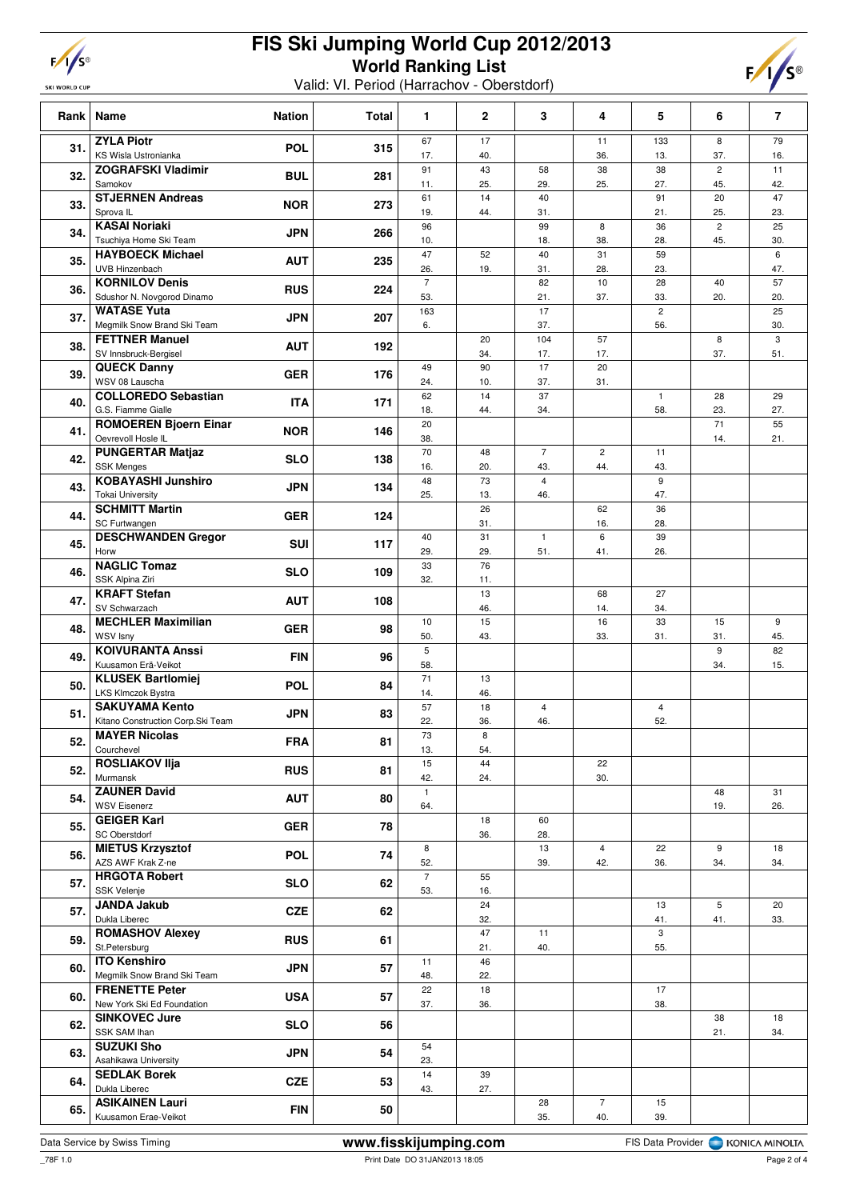# FIS Ski Jumping World Cup 2012/2013

## World Ranking List

Valid: VI. Period (Harrachov - Oberstdorf)

| Rank | Name | Nation | Total | 1 | 2 | 3 | 4 | 5 | 6 | 7 |
|---|---|---|---|---|---|---|---|---|---|---|
| 31. | **ZYLA Piotr**<br>KS Wisla Ustronianka | POL | 315 | 67<br>17. | 17<br>40. | | 11<br>36. | 133<br>13. | 8<br>37. | 79<br>16. |
| 32. | **ZOGRAFSKI Vladimir**<br>Samokov | BUL | 281 | 91<br>11. | 43<br>25. | 58<br>29. | 38<br>25. | 38<br>27. | 2<br>45. | 11<br>42. |
| 33. | **STJERNEN Andreas**<br>Sprova IL | NOR | 273 | 61<br>19. | 14<br>44. | 40<br>31. | | 91<br>21. | 20<br>25. | 47<br>23. |
| 34. | **KASAI Noriaki**<br>Tsuchiya Home Ski Team | JPN | 266 | 96<br>10. | | 99<br>18. | 8<br>38. | 36<br>28. | 2<br>45. | 25<br>30. |
| 35. | **HAYBOECK Michael**<br>UVB Hinzenbach | AUT | 235 | 47<br>26. | 52<br>19. | 40<br>31. | 31<br>28. | 59<br>23. | | 6<br>47. |
| 36. | **KORNILOV Denis**<br>Sdushor N. Novgorod Dinamo | RUS | 224 | 7<br>53. | | 82<br>21. | 10<br>37. | 28<br>33. | 40<br>20. | 57<br>20. |
| 37. | **WATASE Yuta**<br>Megmilk Snow Brand Ski Team | JPN | 207 | 163<br>6. | | 17<br>37. | | 2<br>56. | | 25<br>30. |
| 38. | **FETTNER Manuel**<br>SV Innsbruck-Bergisel | AUT | 192 | | 20<br>34. | 104<br>17. | 57<br>17. | | 8<br>37. | 3<br>51. |
| 39. | **QUECK Danny**<br>WSV 08 Lauscha | GER | 176 | 49<br>24. | 90<br>10. | 17<br>37. | 20<br>31. | | | |
| 40. | **COLLOREDO Sebastian**<br>G.S. Fiamme Gialle | ITA | 171 | 62<br>18. | 14<br>44. | 37<br>34. | | 1<br>58. | 28<br>23. | 29<br>27. |
| 41. | **ROMOEREN Bjoern Einar**<br>Oevrevoll Hosle IL | NOR | 146 | 20<br>38. | | | | | 71<br>14. | 55<br>21. |
| 42. | **PUNGERTAR Matjaz**<br>SSK Menges | SLO | 138 | 70<br>16. | 48<br>20. | 7<br>43. | 2<br>44. | 11<br>43. | | |
| 43. | **KOBAYASHI Junshiro**<br>Tokai University | JPN | 134 | 48<br>25. | 73<br>13. | 4<br>46. | | 9<br>47. | | |
| 44. | **SCHMITT Martin**<br>SC Furtwangen | GER | 124 | | 26<br>31. | | 62<br>16. | 36<br>28. | | |
| 45. | **DESCHWANDEN Gregor**<br>Horw | SUI | 117 | 40<br>29. | 31<br>29. | 1<br>51. | 6<br>41. | 39<br>26. | | |
| 46. | **NAGLIC Tomaz**<br>SSK Alpina Ziri | SLO | 109 | 33<br>32. | 76<br>11. | | | | | |
| 47. | **KRAFT Stefan**<br>SV Schwarzach | AUT | 108 | | 13<br>46. | | 68<br>14. | 27<br>34. | | |
| 48. | **MECHLER Maximilian**<br>WSV Isny | GER | 98 | 10<br>50. | 15<br>43. | | 16<br>33. | 33<br>31. | 15<br>31. | 9<br>45. |
| 49. | **KOIVURANTA Anssi**<br>Kuusamon Erä-Veikot | FIN | 96 | 5<br>58. | | | | | 9<br>34. | 82<br>15. |
| 50. | **KLUSEK Bartlomiej**<br>LKS Klmczok Bystra | POL | 84 | 71<br>14. | 13<br>46. | | | | | |
| 51. | **SAKUYAMA Kento**<br>Kitano Construction Corp.Ski Team | JPN | 83 | 57<br>22. | 18<br>36. | 4<br>46. | | 4<br>52. | | |
| 52. | **MAYER Nicolas**<br>Courchevel | FRA | 81 | 73<br>13. | 8<br>54. | | | | | |
| 52. | **ROSLIAKOV Ilja**<br>Murmansk | RUS | 81 | 15<br>42. | 44<br>24. | | 22<br>30. | | | |
| 54. | **ZAUNER David**<br>WSV Eisenerz | AUT | 80 | 1<br>64. | | | | | 48<br>19. | 31<br>26. |
| 55. | **GEIGER Karl**<br>SC Oberstdorf | GER | 78 | | 18<br>36. | 60<br>28. | | | | |
| 56. | **MIETUS Krzysztof**<br>AZS AWF Krak Z-ne | POL | 74 | 8<br>52. | | 13<br>39. | 4<br>42. | 22<br>36. | 9<br>34. | 18<br>34. |
| 57. | **HRGOTA Robert**<br>SSK Velenje | SLO | 62 | 7<br>53. | 55<br>16. | | | | | |
| 57. | **JANDA Jakub**<br>Dukla Liberec | CZE | 62 | | 24<br>32. | | | 13<br>41. | 5<br>41. | 20<br>33. |
| 59. | **ROMASHOV Alexey**<br>St.Petersburg | RUS | 61 | | 47<br>21. | 11<br>40. | | 3<br>55. | | |
| 60. | **ITO Kenshiro**<br>Megmilk Snow Brand Ski Team | JPN | 57 | 11<br>48. | 46<br>22. | | | | | |
| 60. | **FRENETTE Peter**<br>New York Ski Ed Foundation | USA | 57 | 22<br>37. | 18<br>36. | | | 17<br>38. | | |
| 62. | **SINKOVEC Jure**<br>SSK SAM Ihan | SLO | 56 | | | | | | 38<br>21. | 18<br>34. |
| 63. | **SUZUKI Sho**<br>Asahikawa University | JPN | 54 | 54<br>23. | | | | | | |
| 64. | **SEDLAK Borek**<br>Dukla Liberec | CZE | 53 | 14<br>43. | 39<br>27. | | | | | |
| 65. | **ASIKAINEN Lauri**<br>Kuusamon Erae-Veikot | FIN | 50 | | | 28<br>35. | 7<br>40. | 15<br>39. | | |

Data Service by Swiss Timing — www.fisskijumping.com — FIS Data Provider KONICA MINOLTA

_78F 1.0 — Print Date DO 31JAN2013 18:05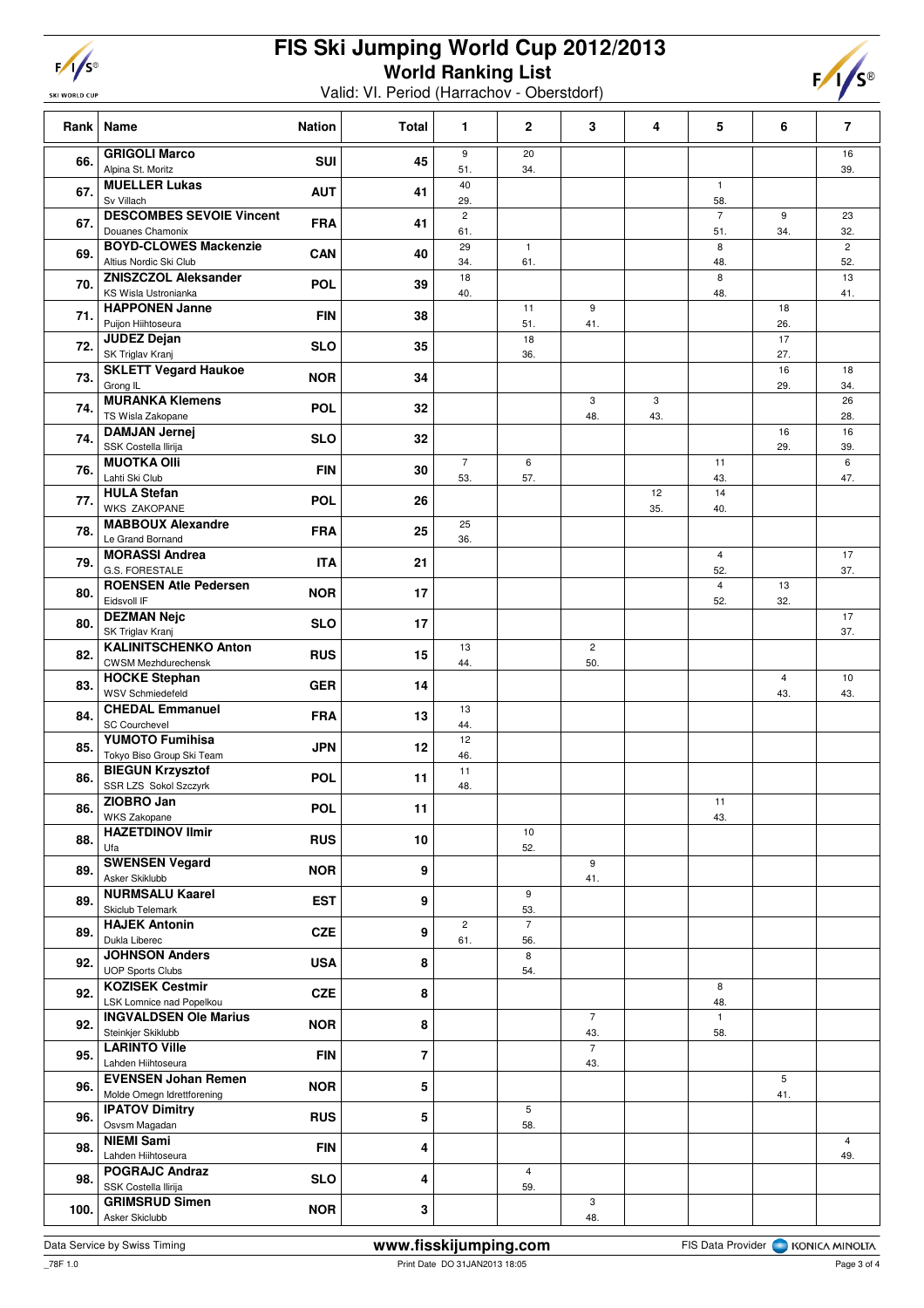# FIS Ski Jumping World Cup 2012/2013

## World Ranking List

Valid: VI. Period (Harrachov - Oberstdorf)

| Rank | Name | Nation | Total | 1 | 2 | 3 | 4 | 5 | 6 | 7 |
|---|---|---|---|---|---|---|---|---|---|---|
| 66. | **GRIGOLI Marco**<br>Alpina St. Moritz | SUI | 45 | 9<br>51. | 20<br>34. | | | | | 16<br>39. |
| 67. | **MUELLER Lukas**<br>Sv Villach | AUT | 41 | 40<br>29. | | | | 1<br>58. | | |
| 67. | **DESCOMBES SEVOIE Vincent**<br>Douanes Chamonix | FRA | 41 | 2<br>61. | | | | 7<br>51. | 9<br>34. | 23<br>32. |
| 69. | **BOYD-CLOWES Mackenzie**<br>Altius Nordic Ski Club | CAN | 40 | 29<br>34. | 1<br>61. | | | 8<br>48. | | 2<br>52. |
| 70. | **ZNISZCZOL Aleksander**<br>KS Wisla Ustronianka | POL | 39 | 18<br>40. | | | | 8<br>48. | | 13<br>41. |
| 71. | **HAPPONEN Janne**<br>Puijon Hiihtoseura | FIN | 38 | | 11<br>51. | 9<br>41. | | | 18<br>26. | |
| 72. | **JUDEZ Dejan**<br>SK Triglav Kranj | SLO | 35 | | 18<br>36. | | | | 17<br>27. | |
| 73. | **SKLETT Vegard Haukoe**<br>Grong IL | NOR | 34 | | | | | | 16<br>29. | 18<br>34. |
| 74. | **MURANKA Klemens**<br>TS Wisla Zakopane | POL | 32 | | | 3<br>48. | 3<br>43. | | | 26<br>28. |
| 74. | **DAMJAN Jernej**<br>SSK Costella Ilirija | SLO | 32 | | | | | | 16<br>29. | 16<br>39. |
| 76. | **MUOTKA Olli**<br>Lahti Ski Club | FIN | 30 | 7<br>53. | 6<br>57. | | | 11<br>43. | | 6<br>47. |
| 77. | **HULA Stefan**<br>WKS ZAKOPANE | POL | 26 | | | | 12<br>35. | 14<br>40. | | |
| 78. | **MABBOUX Alexandre**<br>Le Grand Bornand | FRA | 25 | 25<br>36. | | | | | | |
| 79. | **MORASSI Andrea**<br>G.S. FORESTALE | ITA | 21 | | | | | 4<br>52. | | 17<br>37. |
| 80. | **ROENSEN Atle Pedersen**<br>Eidsvoll IF | NOR | 17 | | | | | 4<br>52. | 13<br>32. | |
| 80. | **DEZMAN Nejc**<br>SK Triglav Kranj | SLO | 17 | | | | | | | 17<br>37. |
| 82. | **KALINITSCHENKO Anton**<br>CWSM Mezhdurechensk | RUS | 15 | 13<br>44. | | 2<br>50. | | | | |
| 83. | **HOCKE Stephan**<br>WSV Schmiedefeld | GER | 14 | | | | | | 4<br>43. | 10<br>43. |
| 84. | **CHEDAL Emmanuel**<br>SC Courchevel | FRA | 13 | 13<br>44. | | | | | | |
| 85. | **YUMOTO Fumihisa**<br>Tokyo Biso Group Ski Team | JPN | 12 | 12<br>46. | | | | | | |
| 86. | **BIEGUN Krzysztof**<br>SSR LZS Sokol Szczyrk | POL | 11 | 11<br>48. | | | | | | |
| 86. | **ZIOBRO Jan**<br>WKS Zakopane | POL | 11 | | | | | 11<br>43. | | |
| 88. | **HAZETDINOV Ilmir**<br>Ufa | RUS | 10 | | 10<br>52. | | | | | |
| 89. | **SWENSEN Vegard**<br>Asker Skiklubb | NOR | 9 | | | 9<br>41. | | | | |
| 89. | **NURMSALU Kaarel**<br>Skiclub Telemark | EST | 9 | | 9<br>53. | | | | | |
| 89. | **HAJEK Antonin**<br>Dukla Liberec | CZE | 9 | 2<br>61. | 7<br>56. | | | | | |
| 92. | **JOHNSON Anders**<br>UOP Sports Clubs | USA | 8 | | 8<br>54. | | | | | |
| 92. | **KOZISEK Cestmir**<br>LSK Lomnice nad Popelkou | CZE | 8 | | | | | 8<br>48. | | |
| 92. | **INGVALDSEN Ole Marius**<br>Steinkjer Skiklubb | NOR | 8 | | | 7<br>43. | | 1<br>58. | | |
| 95. | **LARINTO Ville**<br>Lahden Hiihtoseura | FIN | 7 | | | 7<br>43. | | | | |
| 96. | **EVENSEN Johan Remen**<br>Molde Omegn Idrettforening | NOR | 5 | | | | | | 5<br>41. | |
| 96. | **IPATOV Dimitry**<br>Osvsm Magadan | RUS | 5 | | 5<br>58. | | | | | |
| 98. | **NIEMI Sami**<br>Lahden Hiihtoseura | FIN | 4 | | | | | | | 4<br>49. |
| 98. | **POGRAJC Andraz**<br>SSK Costella Ilirija | SLO | 4 | | 4<br>59. | | | | | |
| 100. | **GRIMSRUD Simen**<br>Asker Skiclubb | NOR | 3 | | | 3<br>48. | | | | |

Data Service by Swiss Timing — www.fisskijumping.com — FIS Data Provider KONICA MINOLTA

Print Date DO 31JAN2013 18:05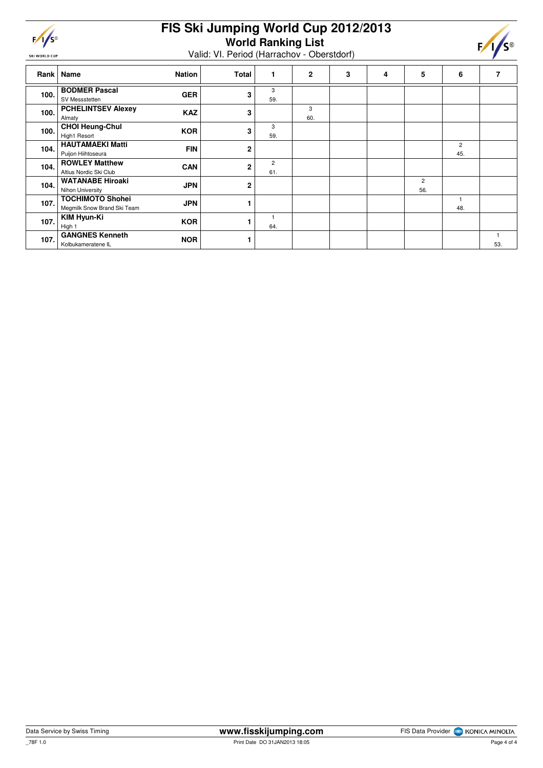# FIS Ski Jumping World Cup 2012/2013

## World Ranking List

Valid: VI. Period (Harrachov - Oberstdorf)

| Rank | Name | Nation | Total | 1 | 2 | 3 | 4 | 5 | 6 | 7 |
|---|---|---|---|---|---|---|---|---|---|---|
| 100. | **BODMER Pascal**<br>SV Messstetten | GER | 3 | 3<br>59. | | | | | | |
| 100. | **PCHELINTSEV Alexey**<br>Almaty | KAZ | 3 | | 3<br>60. | | | | | |
| 100. | **CHOI Heung-Chul**<br>High1 Resort | KOR | 3 | 3<br>59. | | | | | | |
| 104. | **HAUTAMAEKI Matti**<br>Puijon Hiihtoseura | FIN | 2 | | | | | | 2<br>45. | |
| 104. | **ROWLEY Matthew**<br>Altius Nordic Ski Club | CAN | 2 | 2<br>61. | | | | | | |
| 104. | **WATANABE Hiroaki**<br>Nihon University | JPN | 2 | | | | | 2<br>56. | | |
| 107. | **TOCHIMOTO Shohei**<br>Megmilk Snow Brand Ski Team | JPN | 1 | | | | | | 1<br>48. | |
| 107. | **KIM Hyun-Ki**<br>High 1 | KOR | 1 | 1<br>64. | | | | | | |
| 107. | **GANGNES Kenneth**<br>Kolbukameratene IL | NOR | 1 | | | | | | | 1<br>53. |

Data Service by Swiss Timing | www.fisskijumping.com | FIS Data Provider KONICA MINOLTA

_78F 1.0 | Print Date DO 31JAN2013 18:05